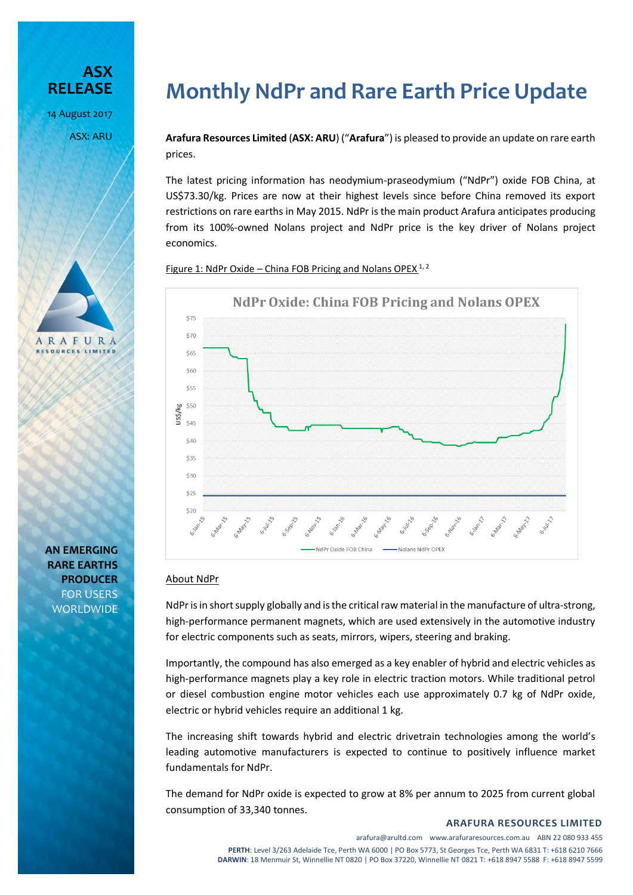**ASX RELEASE**

14 August 2017

ASX: ARU

# Monthly NdPr and Rare Earth Price Update

**Arafura Resources Limited** (**ASX: ARU**) ("**Arafura**") is pleased to provide an update on rare earth prices.

The latest pricing information has neodymium-praseodymium ("NdPr") oxide FOB China, at US$73.30/kg. Prices are now at their highest levels since before China removed its export restrictions on rare earths in May 2015. NdPr is the main product Arafura anticipates producing from its 100%-owned Nolans project and NdPr price is the key driver of Nolans project economics.

Figure 1: NdPr Oxide – China FOB Pricing and Nolans OPEX [1, 2]

**AN EMERGING RARE EARTHS PRODUCER FOR USERS WORLDWIDE**

## About NdPr

NdPr is in short supply globally and is the critical raw material in the manufacture of ultra-strong, high-performance permanent magnets, which are used extensively in the automotive industry for electric components such as seats, mirrors, wipers, steering and braking.

Importantly, the compound has also emerged as a key enabler of hybrid and electric vehicles as high-performance magnets play a key role in electric traction motors. While traditional petrol or diesel combustion engine motor vehicles each use approximately 0.7 kg of NdPr oxide, electric or hybrid vehicles require an additional 1 kg.

The increasing shift towards hybrid and electric drivetrain technologies among the world's leading automotive manufacturers is expected to continue to positively influence market fundamentals for NdPr.

The demand for NdPr oxide is expected to grow at 8% per annum to 2025 from current global consumption of 33,340 tonnes.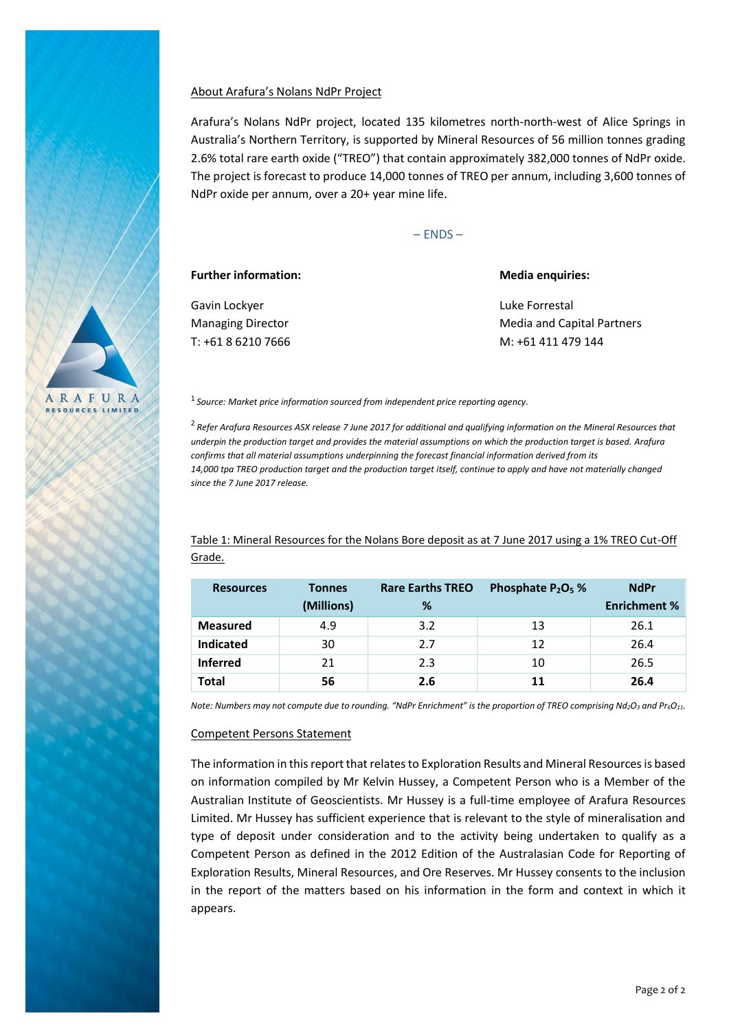About Arafura's Nolans NdPr Project

Arafura's Nolans NdPr project, located 135 kilometres north-north-west of Alice Springs in Australia's Northern Territory, is supported by Mineral Resources of 56 million tonnes grading 2.6% total rare earth oxide ("TREO") that contain approximately 382,000 tonnes of NdPr oxide. The project is forecast to produce 14,000 tonnes of TREO per annum, including 3,600 tonnes of NdPr oxide per annum, over a 20+ year mine life.

– ENDS –

**Further information:**

Gavin Lockyer
Managing Director
T: +61 8 6210 7666

**Media enquiries:**

Luke Forrestal
Media and Capital Partners
M: +61 411 479 144

[1] *Source: Market price information sourced from independent price reporting agency.*

[2] *Refer Arafura Resources ASX release 7 June 2017 for additional and qualifying information on the Mineral Resources that underpin the production target and provides the material assumptions on which the production target is based. Arafura confirms that all material assumptions underpinning the forecast financial information derived from its 14,000 tpa TREO production target and the production target itself, continue to apply and have not materially changed since the 7 June 2017 release.*

Table 1: Mineral Resources for the Nolans Bore deposit as at 7 June 2017 using a 1% TREO Cut-Off Grade.

| Resources | Tonnes (Millions) | Rare Earths TREO % | Phosphate $P_2O_5$ % | NdPr Enrichment % |
|---|---|---|---|---|
| **Measured** | 4.9 | 3.2 | 13 | 26.1 |
| **Indicated** | 30 | 2.7 | 12 | 26.4 |
| **Inferred** | 21 | 2.3 | 10 | 26.5 |
| **Total** | **56** | **2.6** | **11** | **26.4** |

*Note: Numbers may not compute due to rounding. "NdPr Enrichment" is the proportion of TREO comprising $Nd_2O_3$ and $Pr_6O_{11}$.*

Competent Persons Statement

The information in this report that relates to Exploration Results and Mineral Resources is based on information compiled by Mr Kelvin Hussey, a Competent Person who is a Member of the Australian Institute of Geoscientists. Mr Hussey is a full-time employee of Arafura Resources Limited. Mr Hussey has sufficient experience that is relevant to the style of mineralisation and type of deposit under consideration and to the activity being undertaken to qualify as a Competent Person as defined in the 2012 Edition of the Australasian Code for Reporting of Exploration Results, Mineral Resources, and Ore Reserves. Mr Hussey consents to the inclusion in the report of the matters based on his information in the form and context in which it appears.